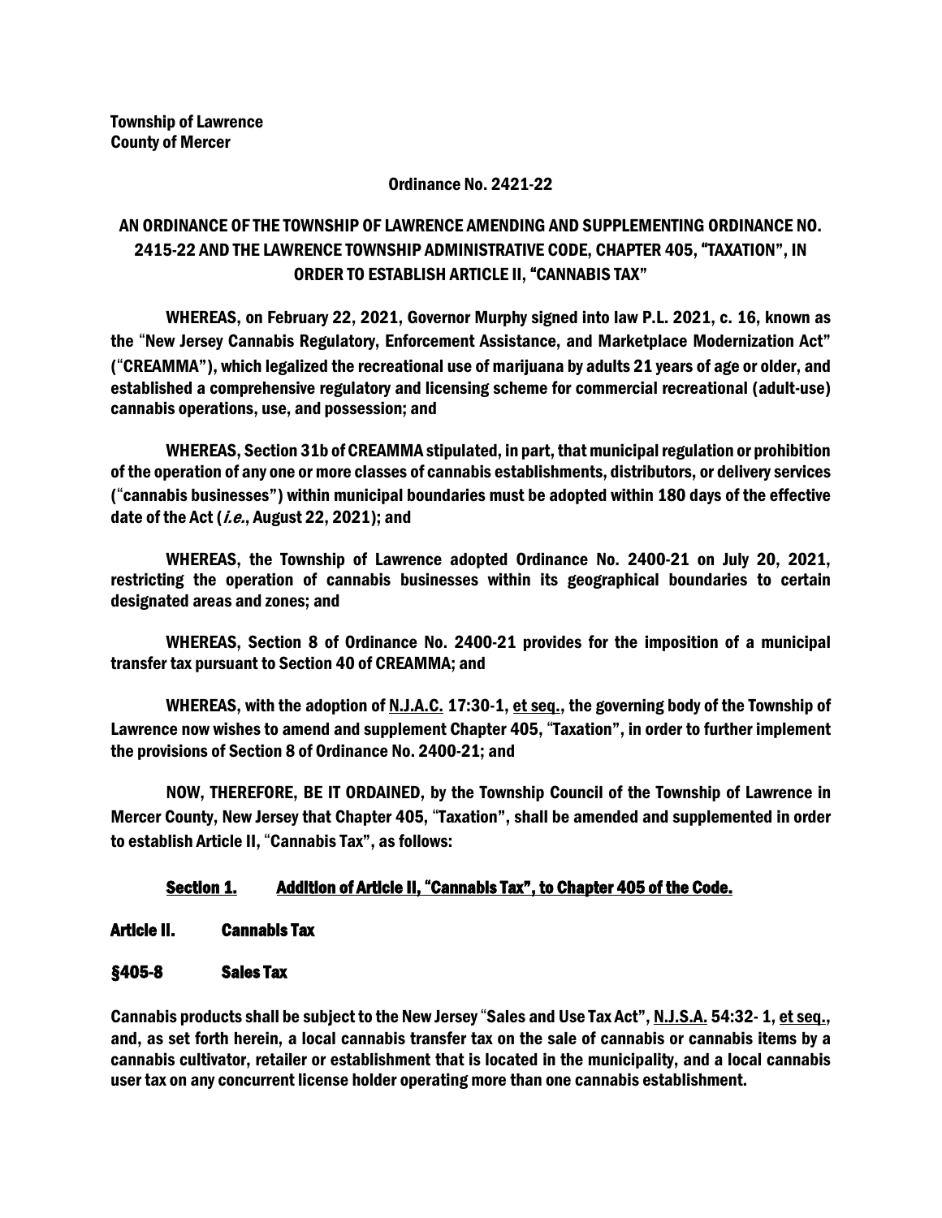**Township of Lawrence**
**County of Mercer**

**Ordinance No. 2421-22**

**AN ORDINANCE OF THE TOWNSHIP OF LAWRENCE AMENDING AND SUPPLEMENTING ORDINANCE NO. 2415-22 AND THE LAWRENCE TOWNSHIP ADMINISTRATIVE CODE, CHAPTER 405, "TAXATION", IN ORDER TO ESTABLISH ARTICLE II, "CANNABIS TAX"**

WHEREAS, on February 22, 2021, Governor Murphy signed into law P.L. 2021, c. 16, known as the "New Jersey Cannabis Regulatory, Enforcement Assistance, and Marketplace Modernization Act" ("CREAMMA"), which legalized the recreational use of marijuana by adults 21 years of age or older, and established a comprehensive regulatory and licensing scheme for commercial recreational (adult-use) cannabis operations, use, and possession; and

WHEREAS, Section 31b of CREAMMA stipulated, in part, that municipal regulation or prohibition of the operation of any one or more classes of cannabis establishments, distributors, or delivery services ("cannabis businesses") within municipal boundaries must be adopted within 180 days of the effective date of the Act (*i.e.*, August 22, 2021); and

WHEREAS, the Township of Lawrence adopted Ordinance No. 2400-21 on July 20, 2021, restricting the operation of cannabis businesses within its geographical boundaries to certain designated areas and zones; and

WHEREAS, Section 8 of Ordinance No. 2400-21 provides for the imposition of a municipal transfer tax pursuant to Section 40 of CREAMMA; and

WHEREAS, with the adoption of <u>N.J.A.C.</u> 17:30-1, <u>et seq.</u>, the governing body of the Township of Lawrence now wishes to amend and supplement Chapter 405, "Taxation", in order to further implement the provisions of Section 8 of Ordinance No. 2400-21; and

NOW, THEREFORE, BE IT ORDAINED, by the Township Council of the Township of Lawrence in Mercer County, New Jersey that Chapter 405, "Taxation", shall be amended and supplemented in order to establish Article II, "Cannabis Tax", as follows:

**<u>Section 1. Addition of Article II, "Cannabis Tax", to Chapter 405 of the Code.</u>**

**Article II. Cannabis Tax**

**§405-8 Sales Tax**

Cannabis products shall be subject to the New Jersey "Sales and Use Tax Act", <u>N.J.S.A.</u> 54:32- 1, <u>et seq.</u>, and, as set forth herein, a local cannabis transfer tax on the sale of cannabis or cannabis items by a cannabis cultivator, retailer or establishment that is located in the municipality, and a local cannabis user tax on any concurrent license holder operating more than one cannabis establishment.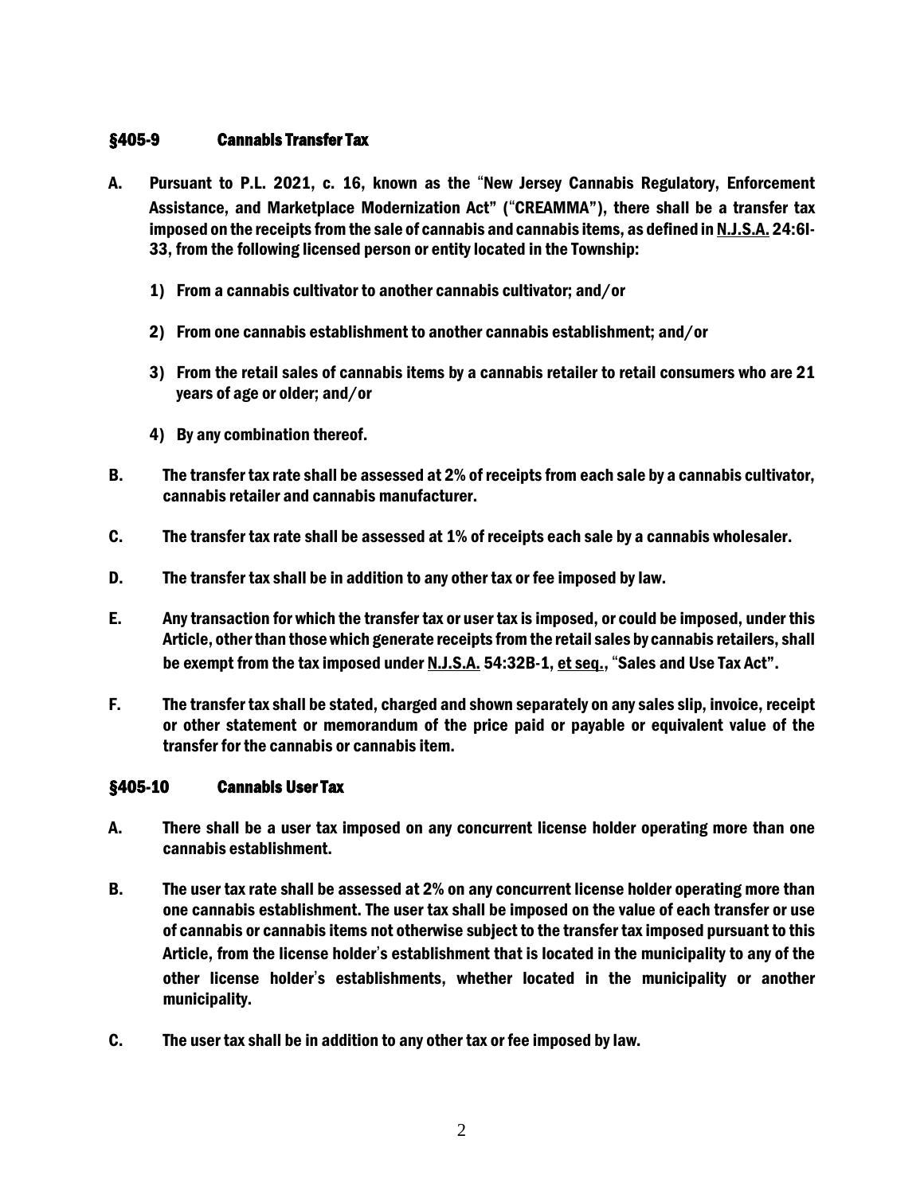## §405-9 Cannabis Transfer Tax

**A.** **Pursuant to P.L. 2021, c. 16, known as the "New Jersey Cannabis Regulatory, Enforcement Assistance, and Marketplace Modernization Act" ("CREAMMA"), there shall be a transfer tax imposed on the receipts from the sale of cannabis and cannabis items, as defined in <u>N.J.S.A.</u> 24:6I-33, from the following licensed person or entity located in the Township:**

1) **From a cannabis cultivator to another cannabis cultivator; and/or**

2) **From one cannabis establishment to another cannabis establishment; and/or**

3) **From the retail sales of cannabis items by a cannabis retailer to retail consumers who are 21 years of age or older; and/or**

4) **By any combination thereof.**

**B.** **The transfer tax rate shall be assessed at 2% of receipts from each sale by a cannabis cultivator, cannabis retailer and cannabis manufacturer.**

**C.** **The transfer tax rate shall be assessed at 1% of receipts each sale by a cannabis wholesaler.**

**D.** **The transfer tax shall be in addition to any other tax or fee imposed by law.**

**E.** **Any transaction for which the transfer tax or user tax is imposed, or could be imposed, under this Article, other than those which generate receipts from the retail sales by cannabis retailers, shall be exempt from the tax imposed under <u>N.J.S.A.</u> 54:32B-1, <u>et seq.</u>, "Sales and Use Tax Act".**

**F.** **The transfer tax shall be stated, charged and shown separately on any sales slip, invoice, receipt or other statement or memorandum of the price paid or payable or equivalent value of the transfer for the cannabis or cannabis item.**

## §405-10 Cannabis User Tax

**A.** **There shall be a user tax imposed on any concurrent license holder operating more than one cannabis establishment.**

**B.** **The user tax rate shall be assessed at 2% on any concurrent license holder operating more than one cannabis establishment. The user tax shall be imposed on the value of each transfer or use of cannabis or cannabis items not otherwise subject to the transfer tax imposed pursuant to this Article, from the license holder's establishment that is located in the municipality to any of the other license holder's establishments, whether located in the municipality or another municipality.**

**C.** **The user tax shall be in addition to any other tax or fee imposed by law.**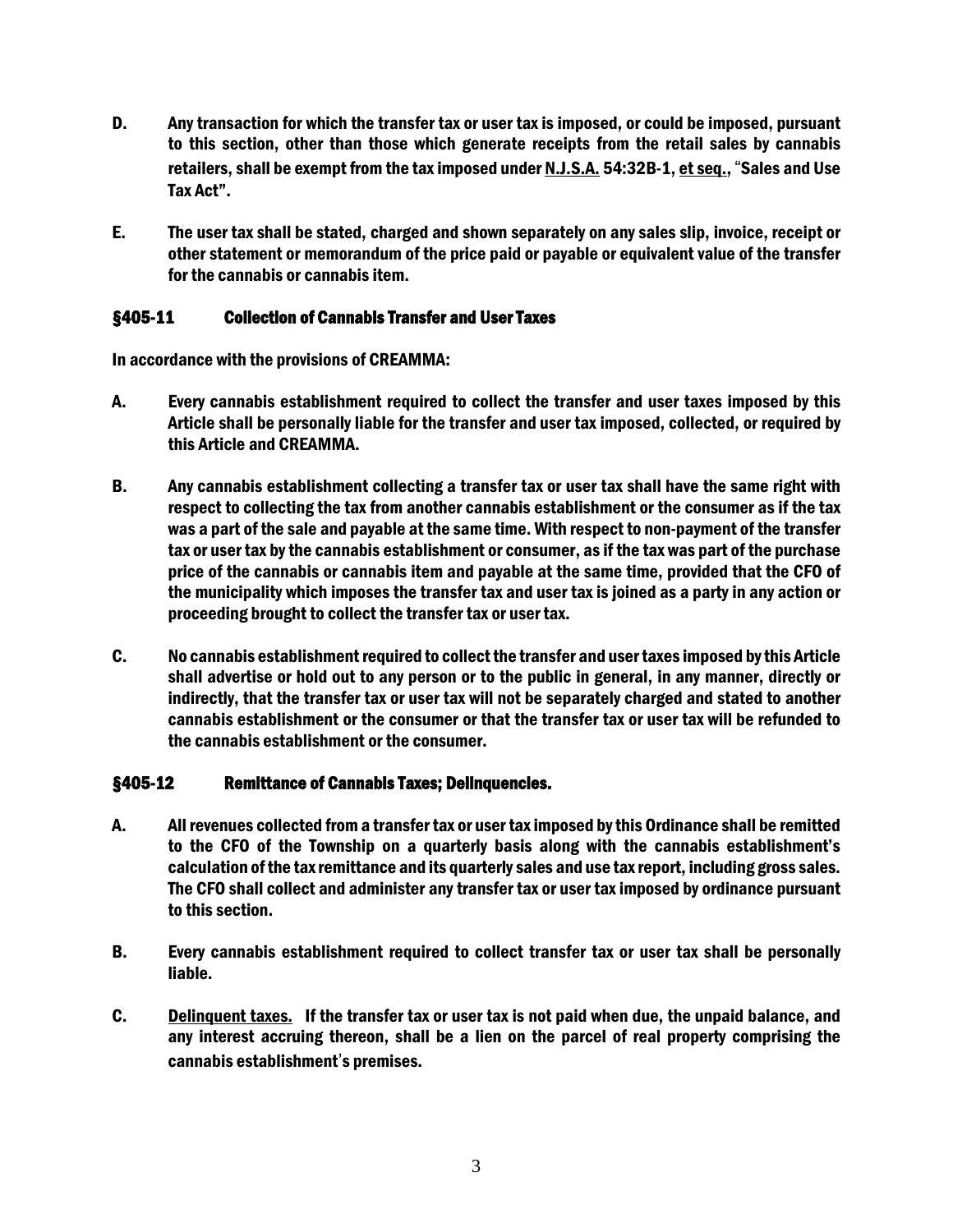**D.** **Any transaction for which the transfer tax or user tax is imposed, or could be imposed, pursuant to this section, other than those which generate receipts from the retail sales by cannabis retailers, shall be exempt from the tax imposed under <u>N.J.S.A.</u> 54:32B-1, <u>et seq.</u>, "Sales and Use Tax Act".**

**E.** **The user tax shall be stated, charged and shown separately on any sales slip, invoice, receipt or other statement or memorandum of the price paid or payable or equivalent value of the transfer for the cannabis or cannabis item.**

### §405-11 Collection of Cannabis Transfer and User Taxes

**In accordance with the provisions of CREAMMA:**

**A.** **Every cannabis establishment required to collect the transfer and user taxes imposed by this Article shall be personally liable for the transfer and user tax imposed, collected, or required by this Article and CREAMMA.**

**B.** **Any cannabis establishment collecting a transfer tax or user tax shall have the same right with respect to collecting the tax from another cannabis establishment or the consumer as if the tax was a part of the sale and payable at the same time. With respect to non-payment of the transfer tax or user tax by the cannabis establishment or consumer, as if the tax was part of the purchase price of the cannabis or cannabis item and payable at the same time, provided that the CFO of the municipality which imposes the transfer tax and user tax is joined as a party in any action or proceeding brought to collect the transfer tax or user tax.**

**C.** **No cannabis establishment required to collect the transfer and user taxes imposed by this Article shall advertise or hold out to any person or to the public in general, in any manner, directly or indirectly, that the transfer tax or user tax will not be separately charged and stated to another cannabis establishment or the consumer or that the transfer tax or user tax will be refunded to the cannabis establishment or the consumer.**

### §405-12 Remittance of Cannabis Taxes; Delinquencies.

**A.** **All revenues collected from a transfer tax or user tax imposed by this Ordinance shall be remitted to the CFO of the Township on a quarterly basis along with the cannabis establishment's calculation of the tax remittance and its quarterly sales and use tax report, including gross sales. The CFO shall collect and administer any transfer tax or user tax imposed by ordinance pursuant to this section.**

**B.** **Every cannabis establishment required to collect transfer tax or user tax shall be personally liable.**

**C.** **<u>Delinquent taxes.</u> If the transfer tax or user tax is not paid when due, the unpaid balance, and any interest accruing thereon, shall be a lien on the parcel of real property comprising the cannabis establishment's premises.**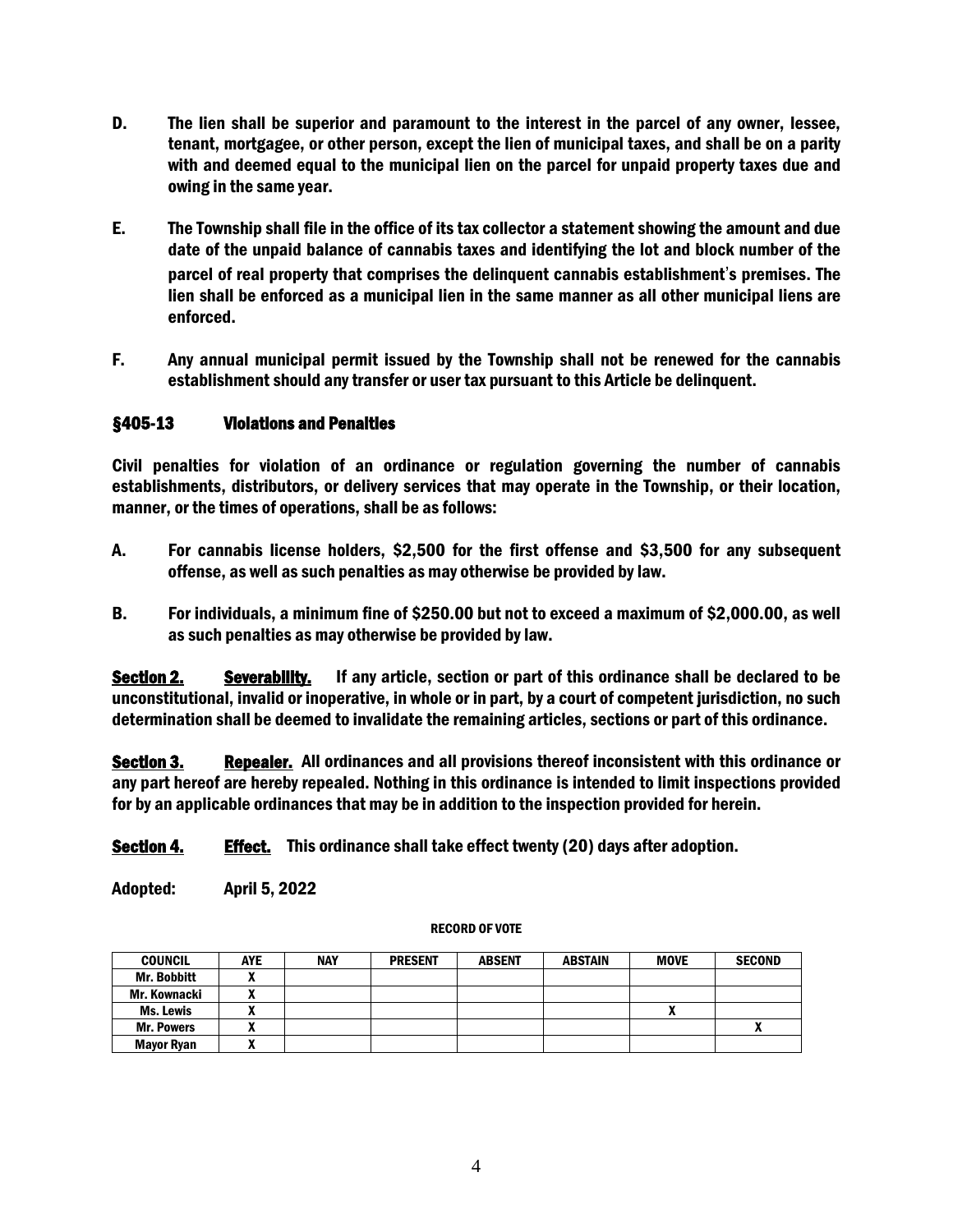**D.** **The lien shall be superior and paramount to the interest in the parcel of any owner, lessee, tenant, mortgagee, or other person, except the lien of municipal taxes, and shall be on a parity with and deemed equal to the municipal lien on the parcel for unpaid property taxes due and owing in the same year.**

**E.** **The Township shall file in the office of its tax collector a statement showing the amount and due date of the unpaid balance of cannabis taxes and identifying the lot and block number of the parcel of real property that comprises the delinquent cannabis establishment's premises. The lien shall be enforced as a municipal lien in the same manner as all other municipal liens are enforced.**

**F.** **Any annual municipal permit issued by the Township shall not be renewed for the cannabis establishment should any transfer or user tax pursuant to this Article be delinquent.**

### §405-13 Violations and Penalties

**Civil penalties for violation of an ordinance or regulation governing the number of cannabis establishments, distributors, or delivery services that may operate in the Township, or their location, manner, or the times of operations, shall be as follows:**

**A.** **For cannabis license holders, $2,500 for the first offense and $3,500 for any subsequent offense, as well as such penalties as may otherwise be provided by law.**

**B.** **For individuals, a minimum fine of $250.00 but not to exceed a maximum of $2,000.00, as well as such penalties as may otherwise be provided by law.**

**Section 2.** **Severability.** **If any article, section or part of this ordinance shall be declared to be unconstitutional, invalid or inoperative, in whole or in part, by a court of competent jurisdiction, no such determination shall be deemed to invalidate the remaining articles, sections or part of this ordinance.**

**Section 3.** **Repealer.** **All ordinances and all provisions thereof inconsistent with this ordinance or any part hereof are hereby repealed. Nothing in this ordinance is intended to limit inspections provided for by an applicable ordinances that may be in addition to the inspection provided for herein.**

**Section 4.** **Effect.** **This ordinance shall take effect twenty (20) days after adoption.**

**Adopted:** **April 5, 2022**

**RECORD OF VOTE**

| COUNCIL | AYE | NAY | PRESENT | ABSENT | ABSTAIN | MOVE | SECOND |
|---|---|---|---|---|---|---|---|
| Mr. Bobbitt | X | | | | | | |
| Mr. Kownacki | X | | | | | | |
| Ms. Lewis | X | | | | | X | |
| Mr. Powers | X | | | | | | X |
| Mayor Ryan | X | | | | | | |